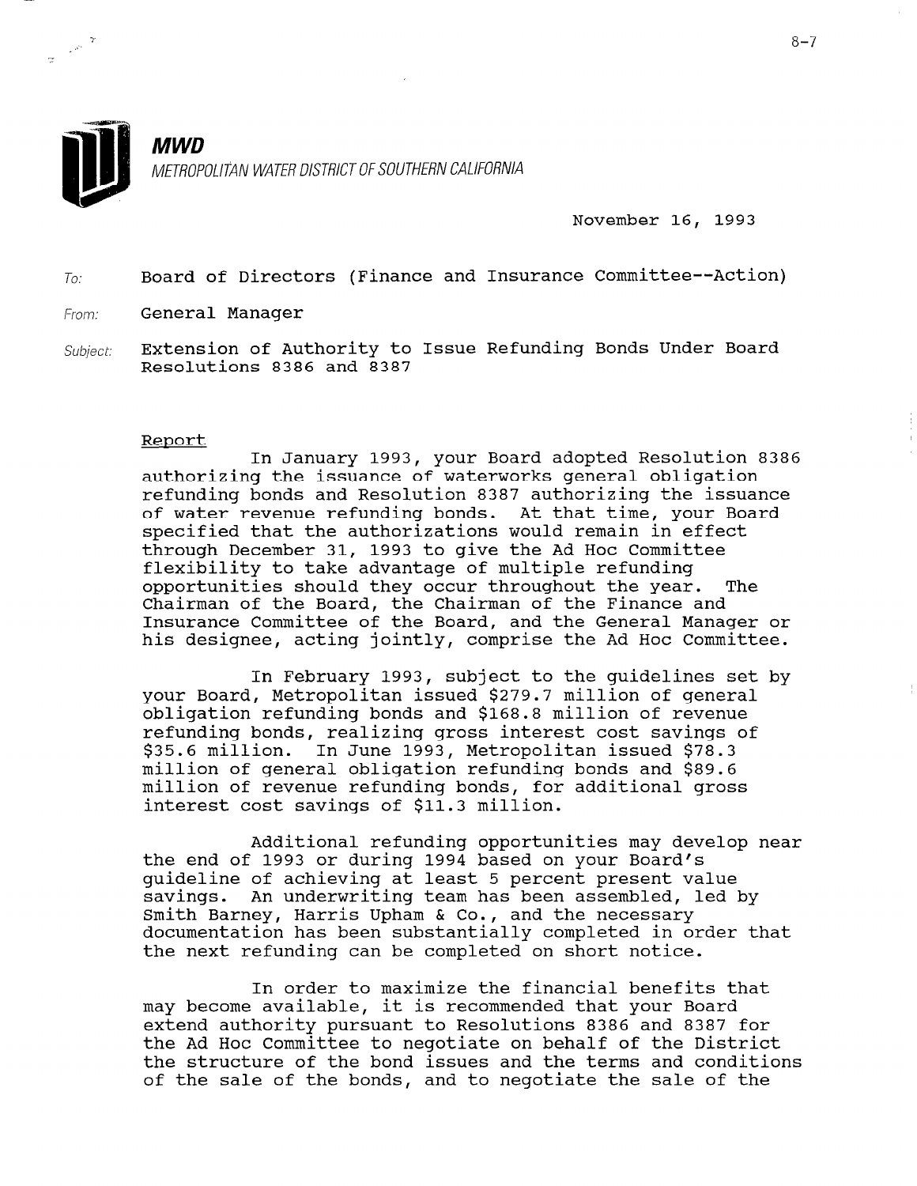**MWD**

METROPOLITAN WATER DISTRICT OF SOUTHERN CALIFORNIA

November 16, 1993

To: Board of Directors (Finance and Insurance Committee--Action)

From: General Manager

Subject: Extension of Authority to Issue Refunding Bonds Under Board Resolutions 8386 and 8387

Report

In January 1993, your Board adopted Resolution 8386 authorizing the issuance of waterworks general obligation refunding bonds and Resolution 8387 authorizing the issuance of water revenue refunding bonds. At that time, your Board specified that the authorizations would remain in effect through December 31, 1993 to give the Ad Hoc Committee flexibility to take advantage of multiple refunding opportunities should they occur throughout the year. The Chairman of the Board, the Chairman of the Finance and Insurance Committee of the Board, and the General Manager or his designee, acting jointly, comprise the Ad Hoc Committee.

In February 1993, subject to the guidelines set by your Board, Metropolitan issued $279.7 million of general obligation refunding bonds and $168.8 million of revenue refunding bonds, realizing gross interest cost savings of $35.6 million. In June 1993, Metropolitan issued $78.3 million of general obligation refunding bonds and $89.6 million of revenue refunding bonds, for additional gross interest cost savings of $11.3 million.

Additional refunding opportunities may develop near the end of 1993 or during 1994 based on your Board's guideline of achieving at least 5 percent present value savings. An underwriting team has been assembled, led by Smith Barney, Harris Upham & Co., and the necessary documentation has been substantially completed in order that the next refunding can be completed on short notice.

In order to maximize the financial benefits that may become available, it is recommended that your Board extend authority pursuant to Resolutions 8386 and 8387 for the Ad Hoc Committee to negotiate on behalf of the District the structure of the bond issues and the terms and conditions of the sale of the bonds, and to negotiate the sale of the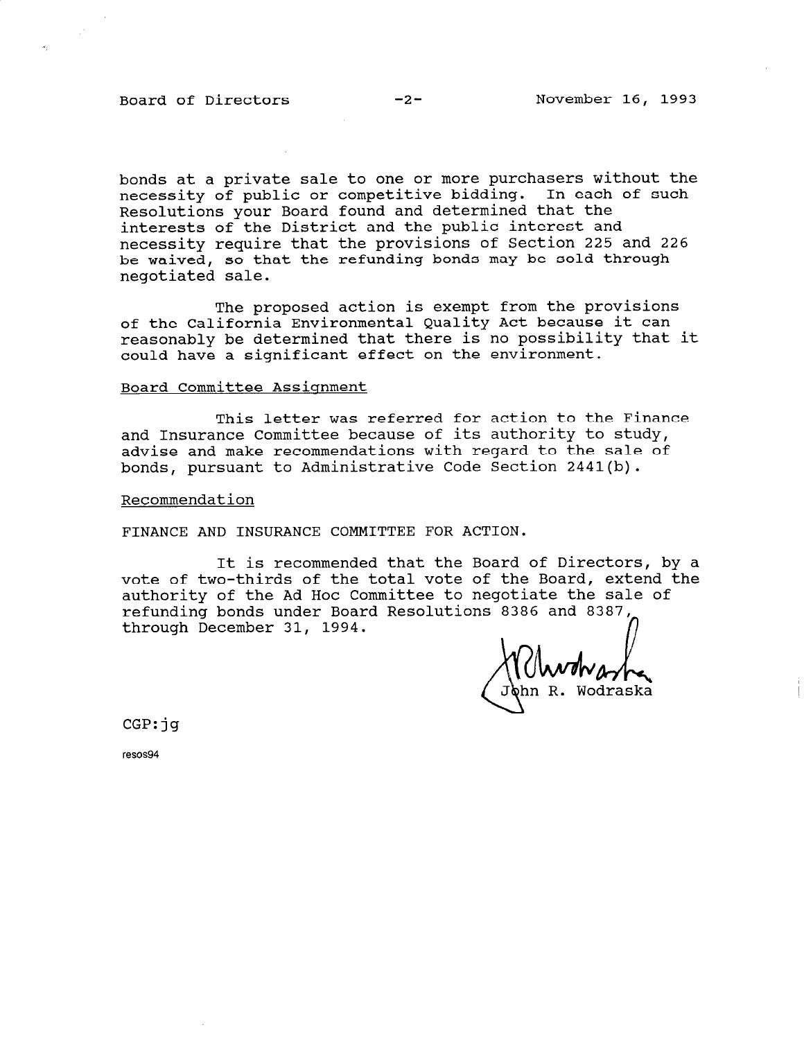bonds at a private sale to one or more purchasers without the necessity of public or competitive bidding. In each of such Resolutions your Board found and determined that the interests of the District and the public interest and necessity require that the provisions of Section 225 and 226 be waived, so that the refunding bonds may be sold through negotiated sale.

The proposed action is exempt from the provisions of the California Environmental Quality Act because it can reasonably be determined that there is no possibility that it could have a significant effect on the environment.

Board Committee Assignment

This letter was referred for action to the Finance and Insurance Committee because of its authority to study, advise and make recommendations with regard to the sale of bonds, pursuant to Administrative Code Section 2441(b).

Recommendation

FINANCE AND INSURANCE COMMITTEE FOR ACTION.

It is recommended that the Board of Directors, by a vote of two-thirds of the total vote of the Board, extend the authority of the Ad Hoc Committee to negotiate the sale of refunding bonds under Board Resolutions 8386 and 8387, through December 31, 1994.

John R. Wodraska

CGP:jg

resos94